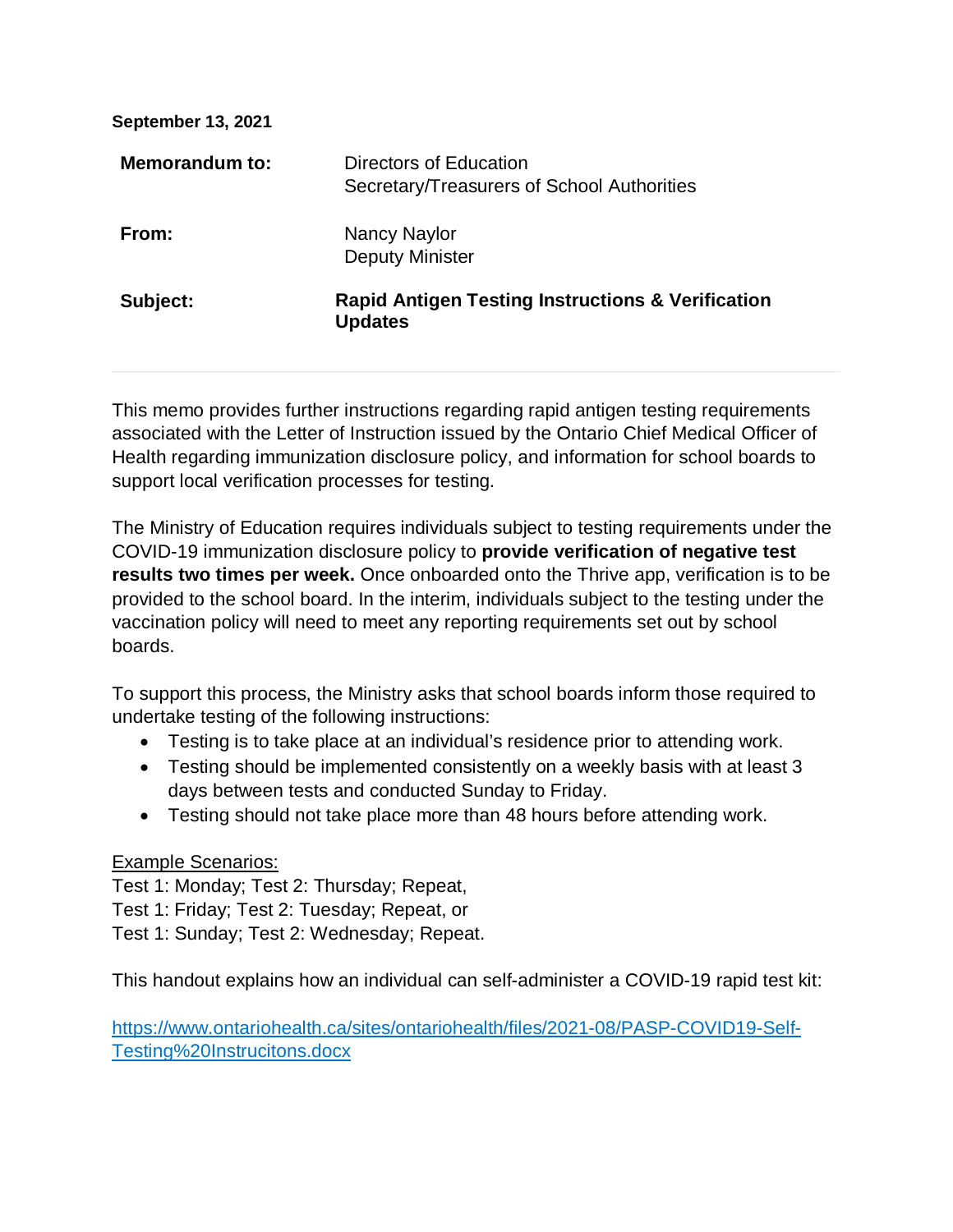**September 13, 2021**

| | |
|---|---|
| **Memorandum to:** | Directors of Education<br>Secretary/Treasurers of School Authorities |
| **From:** | Nancy Naylor<br>Deputy Minister |
| **Subject:** | **Rapid Antigen Testing Instructions & Verification Updates** |

---

This memo provides further instructions regarding rapid antigen testing requirements associated with the Letter of Instruction issued by the Ontario Chief Medical Officer of Health regarding immunization disclosure policy, and information for school boards to support local verification processes for testing.

The Ministry of Education requires individuals subject to testing requirements under the COVID-19 immunization disclosure policy to **provide verification of negative test results two times per week.** Once onboarded onto the Thrive app, verification is to be provided to the school board. In the interim, individuals subject to the testing under the vaccination policy will need to meet any reporting requirements set out by school boards.

To support this process, the Ministry asks that school boards inform those required to undertake testing of the following instructions:

- Testing is to take place at an individual's residence prior to attending work.
- Testing should be implemented consistently on a weekly basis with at least 3 days between tests and conducted Sunday to Friday.
- Testing should not take place more than 48 hours before attending work.

<u>Example Scenarios:</u>
Test 1: Monday; Test 2: Thursday; Repeat,
Test 1: Friday; Test 2: Tuesday; Repeat, or
Test 1: Sunday; Test 2: Wednesday; Repeat.

This handout explains how an individual can self-administer a COVID-19 rapid test kit:

[https://www.ontariohealth.ca/sites/ontariohealth/files/2021-08/PASP-COVID19-Self-Testing%20Instrucitons.docx](https://www.ontariohealth.ca/sites/ontariohealth/files/2021-08/PASP-COVID19-Self-Testing%20Instrucitons.docx)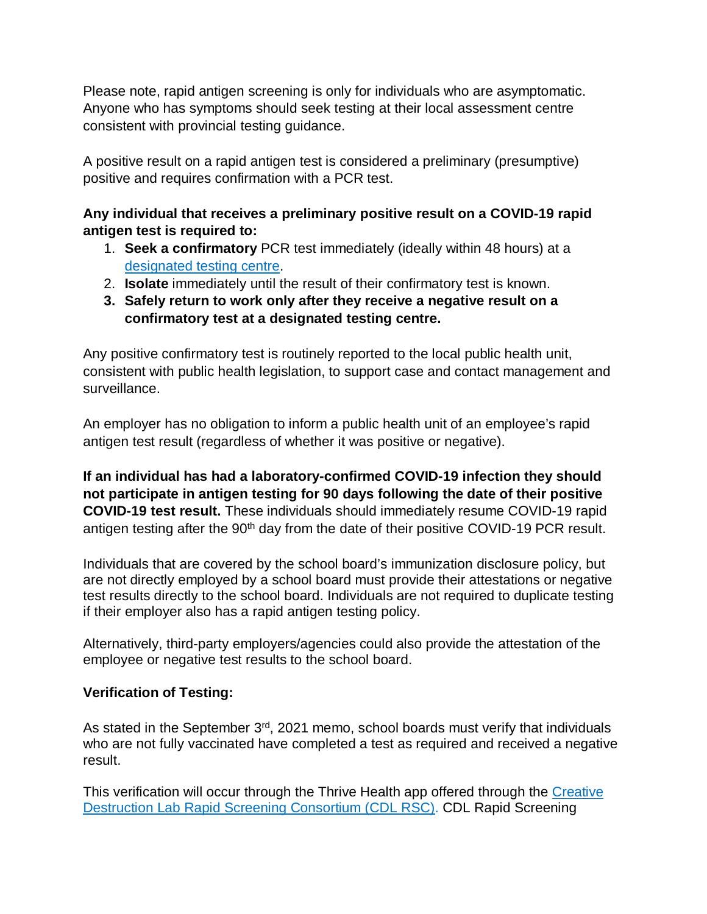Please note, rapid antigen screening is only for individuals who are asymptomatic. Anyone who has symptoms should seek testing at their local assessment centre consistent with provincial testing guidance.

A positive result on a rapid antigen test is considered a preliminary (presumptive) positive and requires confirmation with a PCR test.

**Any individual that receives a preliminary positive result on a COVID-19 rapid antigen test is required to:**

1. **Seek a confirmatory** PCR test immediately (ideally within 48 hours) at a designated testing centre.
2. **Isolate** immediately until the result of their confirmatory test is known.
3. **Safely return to work only after they receive a negative result on a confirmatory test at a designated testing centre.**

Any positive confirmatory test is routinely reported to the local public health unit, consistent with public health legislation, to support case and contact management and surveillance.

An employer has no obligation to inform a public health unit of an employee's rapid antigen test result (regardless of whether it was positive or negative).

**If an individual has had a laboratory-confirmed COVID-19 infection they should not participate in antigen testing for 90 days following the date of their positive COVID-19 test result.** These individuals should immediately resume COVID-19 rapid antigen testing after the 90th day from the date of their positive COVID-19 PCR result.

Individuals that are covered by the school board's immunization disclosure policy, but are not directly employed by a school board must provide their attestations or negative test results directly to the school board. Individuals are not required to duplicate testing if their employer also has a rapid antigen testing policy.

Alternatively, third-party employers/agencies could also provide the attestation of the employee or negative test results to the school board.

**Verification of Testing:**

As stated in the September 3rd, 2021 memo, school boards must verify that individuals who are not fully vaccinated have completed a test as required and received a negative result.

This verification will occur through the Thrive Health app offered through the Creative Destruction Lab Rapid Screening Consortium (CDL RSC). CDL Rapid Screening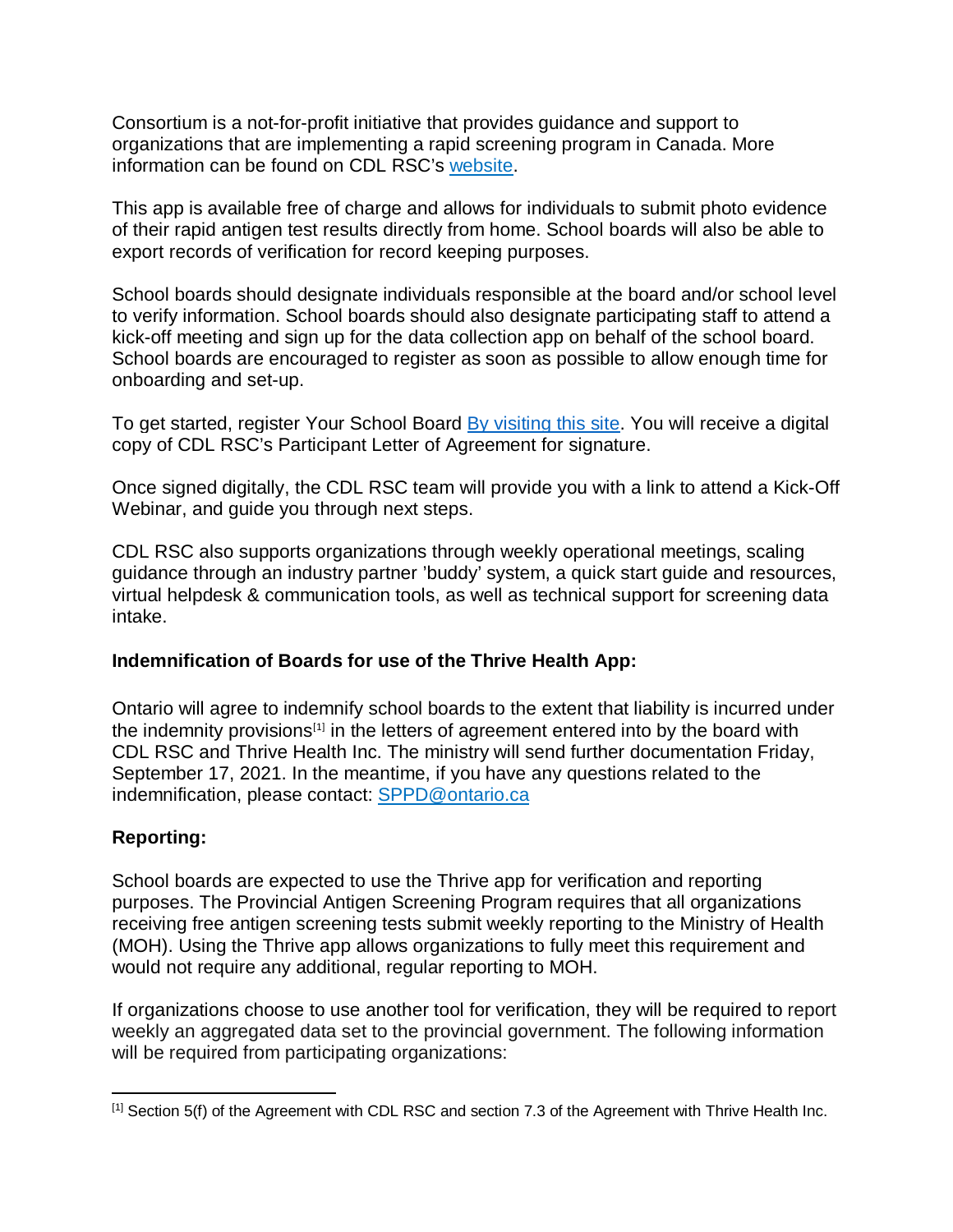Consortium is a not-for-profit initiative that provides guidance and support to organizations that are implementing a rapid screening program in Canada. More information can be found on CDL RSC's website.

This app is available free of charge and allows for individuals to submit photo evidence of their rapid antigen test results directly from home. School boards will also be able to export records of verification for record keeping purposes.

School boards should designate individuals responsible at the board and/or school level to verify information. School boards should also designate participating staff to attend a kick-off meeting and sign up for the data collection app on behalf of the school board. School boards are encouraged to register as soon as possible to allow enough time for onboarding and set-up.

To get started, register Your School Board By visiting this site. You will receive a digital copy of CDL RSC's Participant Letter of Agreement for signature.

Once signed digitally, the CDL RSC team will provide you with a link to attend a Kick-Off Webinar, and guide you through next steps.

CDL RSC also supports organizations through weekly operational meetings, scaling guidance through an industry partner 'buddy' system, a quick start guide and resources, virtual helpdesk & communication tools, as well as technical support for screening data intake.

**Indemnification of Boards for use of the Thrive Health App:**

Ontario will agree to indemnify school boards to the extent that liability is incurred under the indemnity provisions[1] in the letters of agreement entered into by the board with CDL RSC and Thrive Health Inc. The ministry will send further documentation Friday, September 17, 2021. In the meantime, if you have any questions related to the indemnification, please contact: SPPD@ontario.ca

**Reporting:**

School boards are expected to use the Thrive app for verification and reporting purposes. The Provincial Antigen Screening Program requires that all organizations receiving free antigen screening tests submit weekly reporting to the Ministry of Health (MOH). Using the Thrive app allows organizations to fully meet this requirement and would not require any additional, regular reporting to MOH.

If organizations choose to use another tool for verification, they will be required to report weekly an aggregated data set to the provincial government. The following information will be required from participating organizations:

---

[1] Section 5(f) of the Agreement with CDL RSC and section 7.3 of the Agreement with Thrive Health Inc.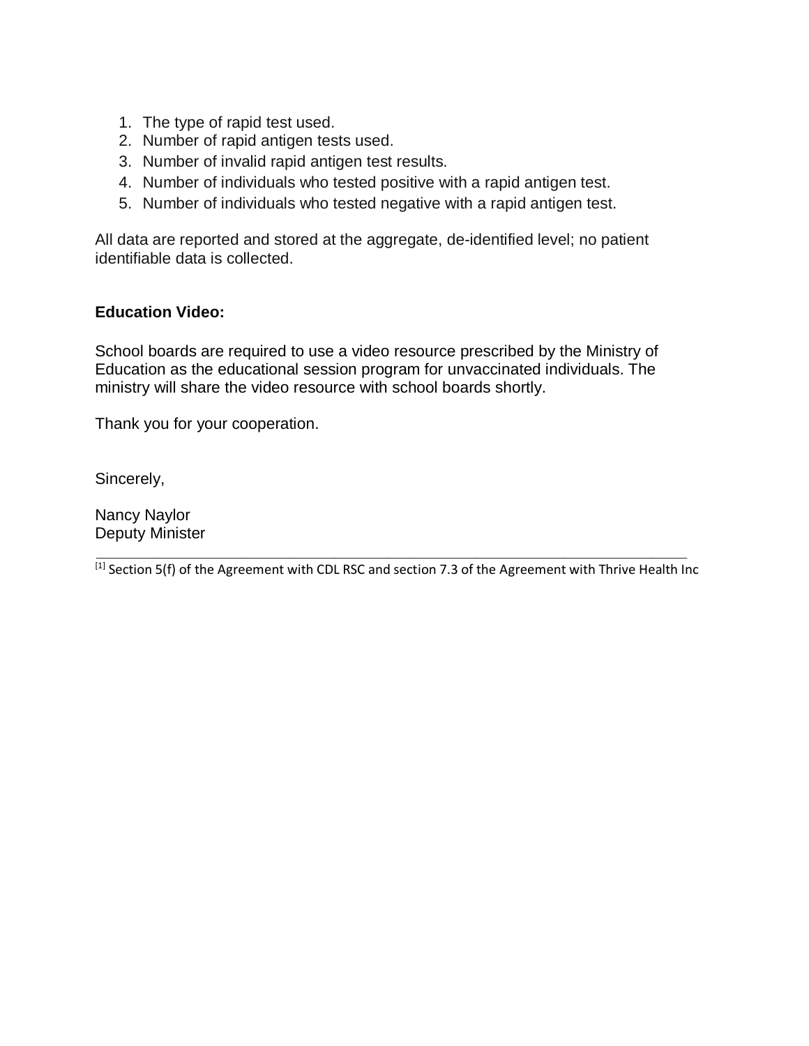1. The type of rapid test used.
2. Number of rapid antigen tests used.
3. Number of invalid rapid antigen test results.
4. Number of individuals who tested positive with a rapid antigen test.
5. Number of individuals who tested negative with a rapid antigen test.

All data are reported and stored at the aggregate, de-identified level; no patient identifiable data is collected.

**Education Video:**

School boards are required to use a video resource prescribed by the Ministry of Education as the educational session program for unvaccinated individuals. The ministry will share the video resource with school boards shortly.

Thank you for your cooperation.

Sincerely,

Nancy Naylor
Deputy Minister

---

[1] Section 5(f) of the Agreement with CDL RSC and section 7.3 of the Agreement with Thrive Health Inc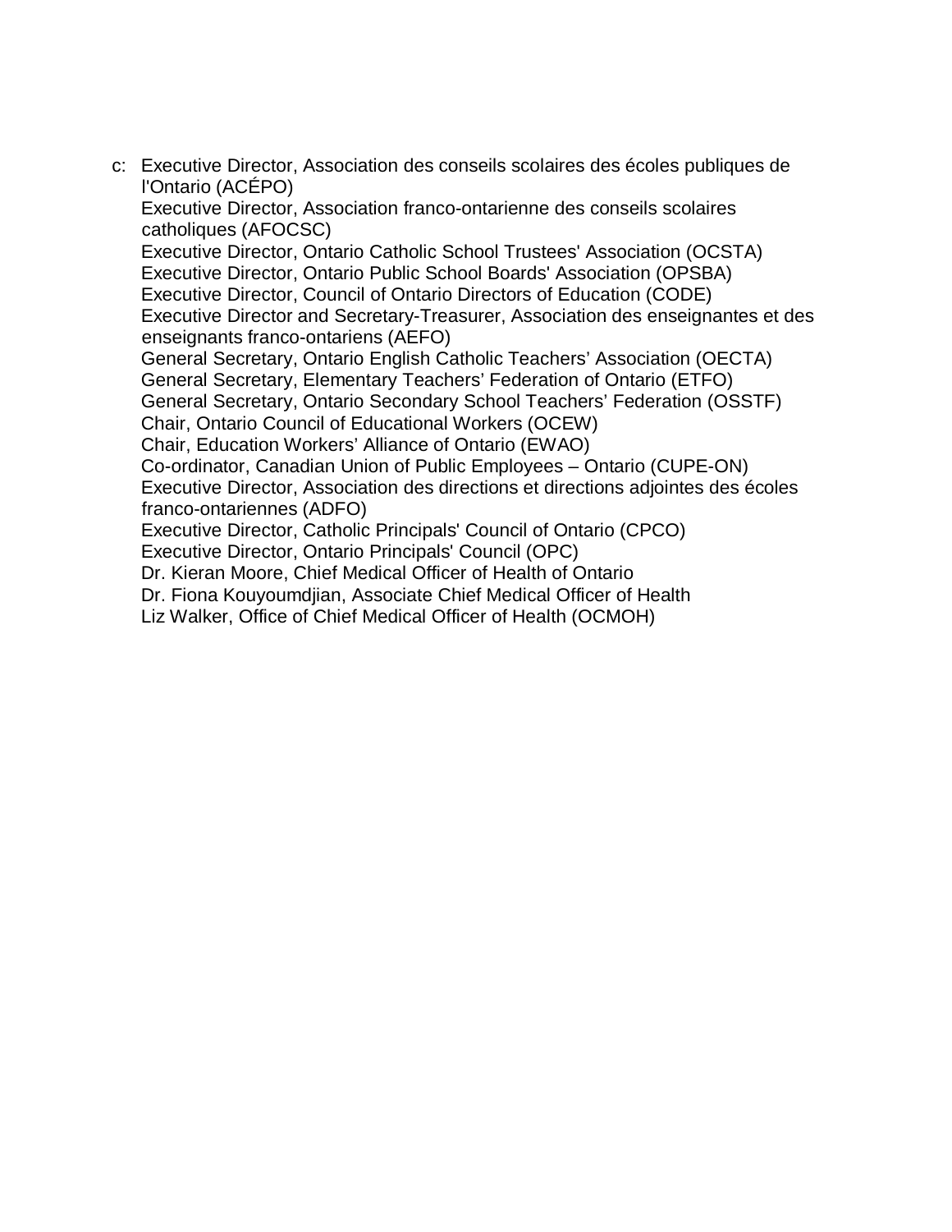c: Executive Director, Association des conseils scolaires des écoles publiques de l'Ontario (ACÉPO)
Executive Director, Association franco-ontarienne des conseils scolaires catholiques (AFOCSC)
Executive Director, Ontario Catholic School Trustees' Association (OCSTA)
Executive Director, Ontario Public School Boards' Association (OPSBA)
Executive Director, Council of Ontario Directors of Education (CODE)
Executive Director and Secretary-Treasurer, Association des enseignantes et des enseignants franco-ontariens (AEFO)
General Secretary, Ontario English Catholic Teachers' Association (OECTA)
General Secretary, Elementary Teachers' Federation of Ontario (ETFO)
General Secretary, Ontario Secondary School Teachers' Federation (OSSTF)
Chair, Ontario Council of Educational Workers (OCEW)
Chair, Education Workers' Alliance of Ontario (EWAO)
Co-ordinator, Canadian Union of Public Employees – Ontario (CUPE-ON)
Executive Director, Association des directions et directions adjointes des écoles franco-ontariennes (ADFO)
Executive Director, Catholic Principals' Council of Ontario (CPCO)
Executive Director, Ontario Principals' Council (OPC)
Dr. Kieran Moore, Chief Medical Officer of Health of Ontario
Dr. Fiona Kouyoumdjian, Associate Chief Medical Officer of Health
Liz Walker, Office of Chief Medical Officer of Health (OCMOH)